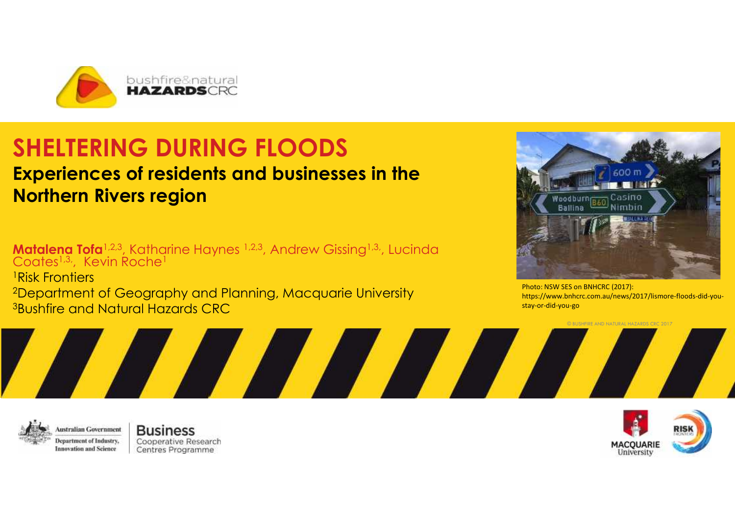# SHELTERING DURING FLOODS

## Experiences of residents and businesses in the Northern Rivers region

**Matalena Tofa**[1,2,3], Katharine Haynes [1,2,3], Andrew Gissing[1,3], Lucinda Coates[1,3], Kevin Roche[1]

[1]Risk Frontiers

[2]Department of Geography and Planning, Macquarie University

[3]Bushfire and Natural Hazards CRC

Photo: NSW SES on BNHCRC (2017): https://www.bnhcrc.com.au/news/2017/lismore-floods-did-you-stay-or-did-you-go

© BUSHFIRE AND NATURAL HAZARDS CRC 2017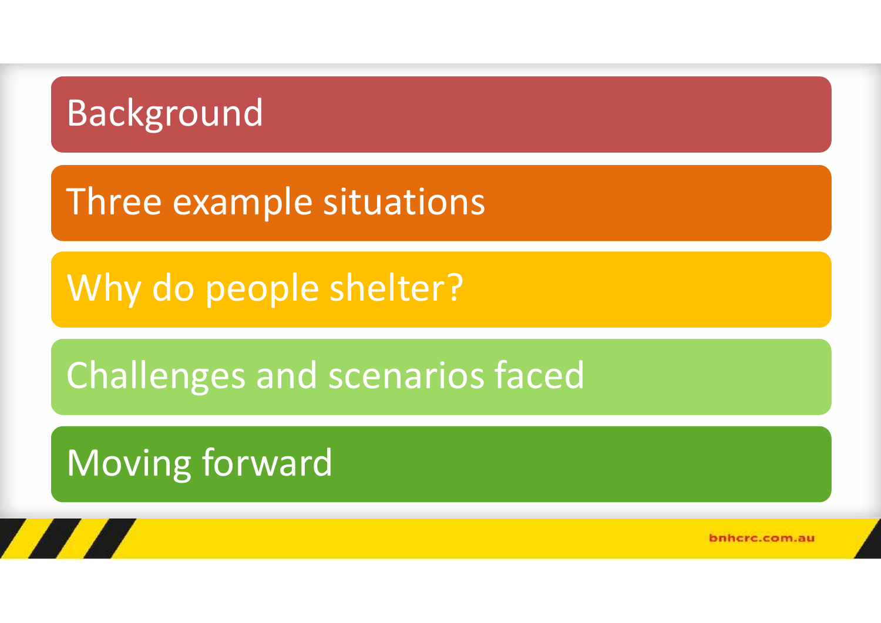- Background
- Three example situations
- Why do people shelter?
- Challenges and scenarios faced
- Moving forward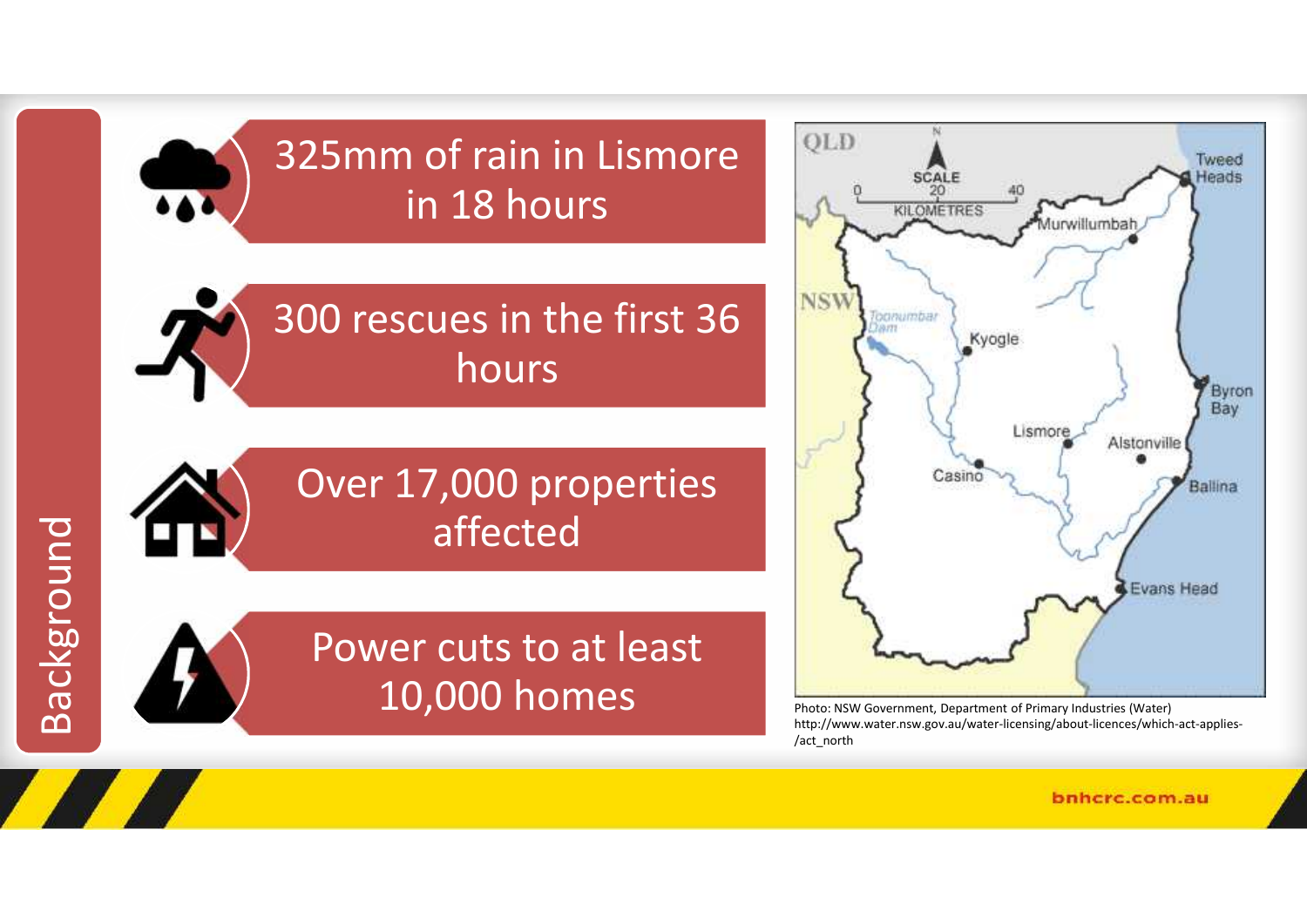# Background

- 325mm of rain in Lismore in 18 hours
- 300 rescues in the first 36 hours
- Over 17,000 properties affected
- Power cuts to at least 10,000 homes

Photo: NSW Government, Department of Primary Industries (Water) http://www.water.nsw.gov.au/water-licensing/about-licences/which-act-applies-/act_north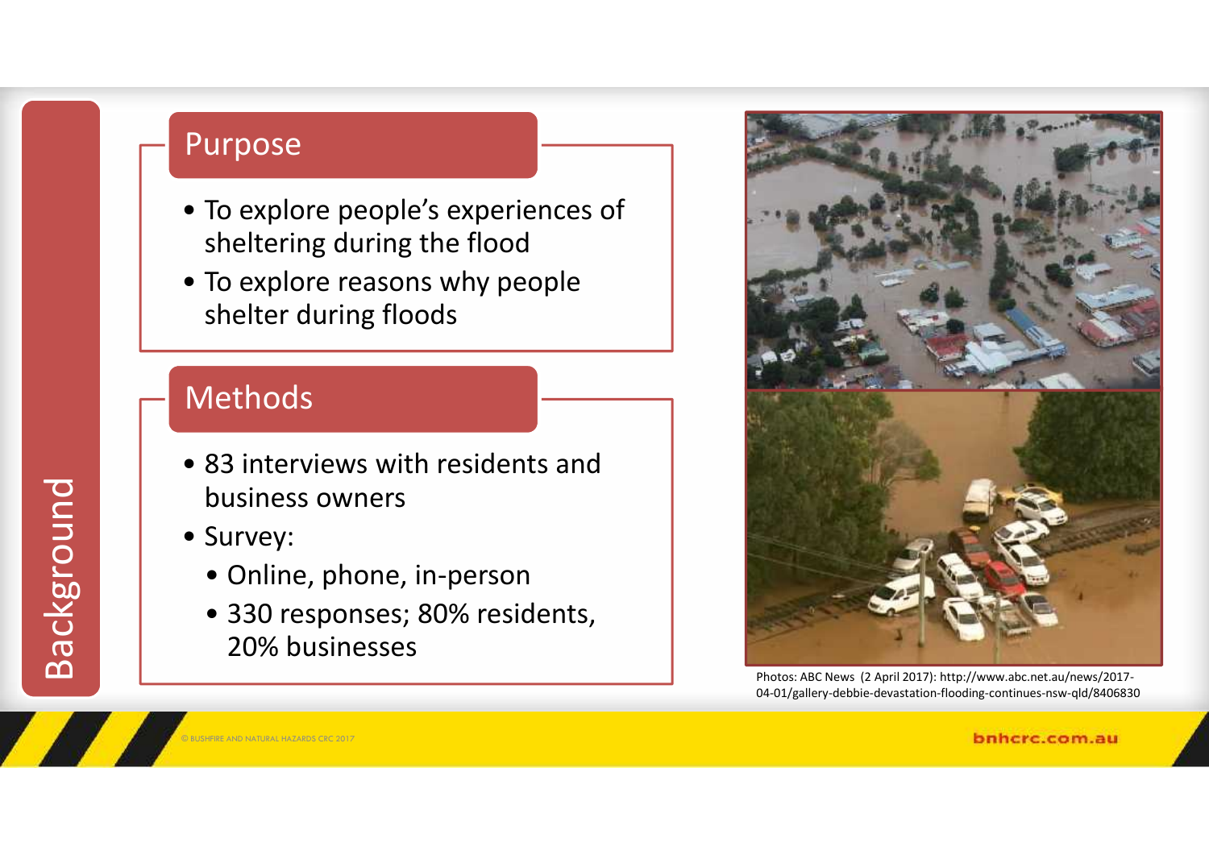# Background

## Purpose

- To explore people's experiences of sheltering during the flood
- To explore reasons why people shelter during floods

## Methods

- 83 interviews with residents and business owners
- Survey:
  - Online, phone, in-person
  - 330 responses; 80% residents, 20% businesses

Photos: ABC News (2 April 2017): http://www.abc.net.au/news/2017-04-01/gallery-debbie-devastation-flooding-continues-nsw-qld/8406830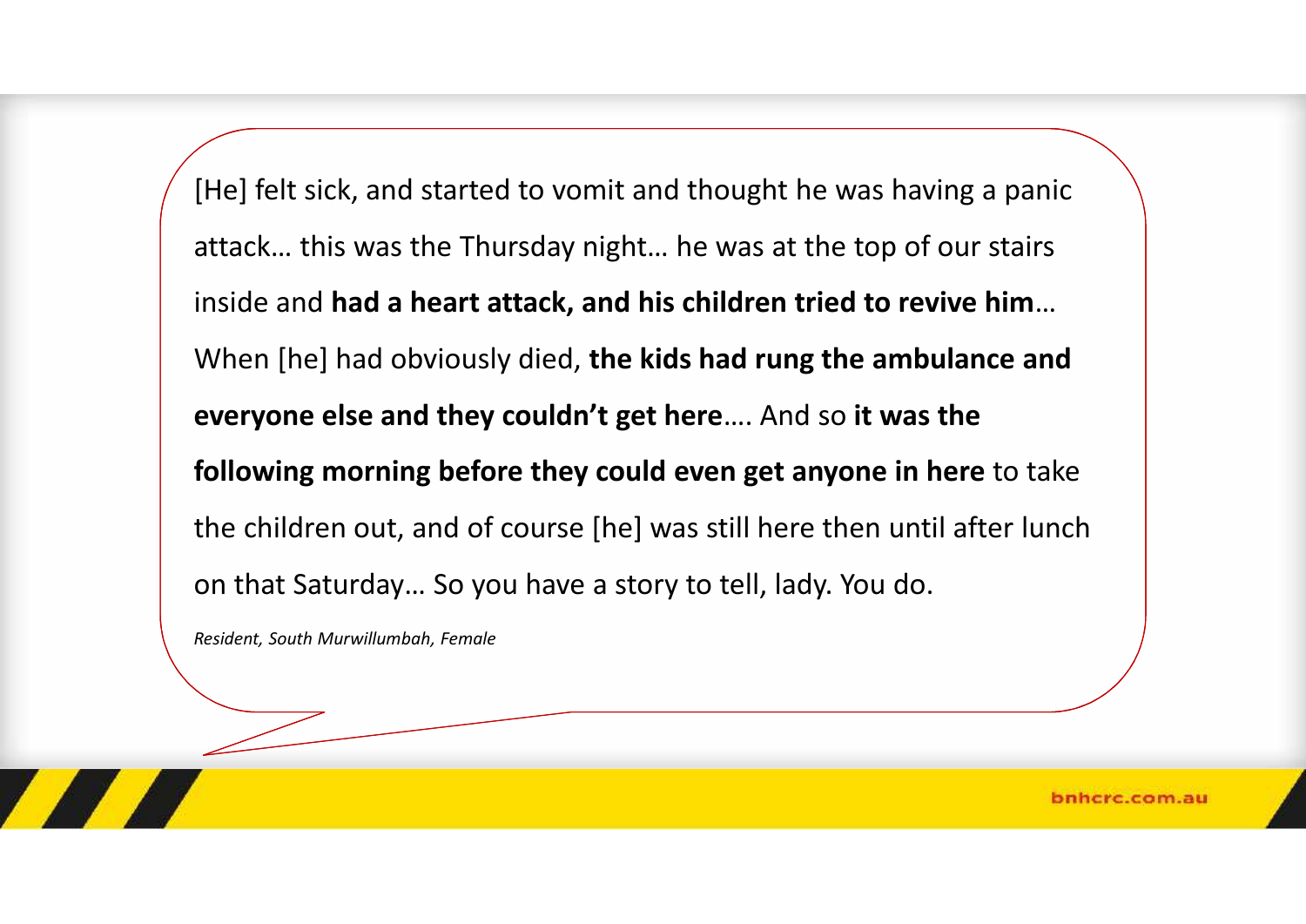[He] felt sick, and started to vomit and thought he was having a panic attack… this was the Thursday night… he was at the top of our stairs inside and **had a heart attack, and his children tried to revive him**… When [he] had obviously died, **the kids had rung the ambulance and everyone else and they couldn't get here**…. And so **it was the following morning before they could even get anyone in here** to take the children out, and of course [he] was still here then until after lunch on that Saturday… So you have a story to tell, lady. You do.

*Resident, South Murwillumbah, Female*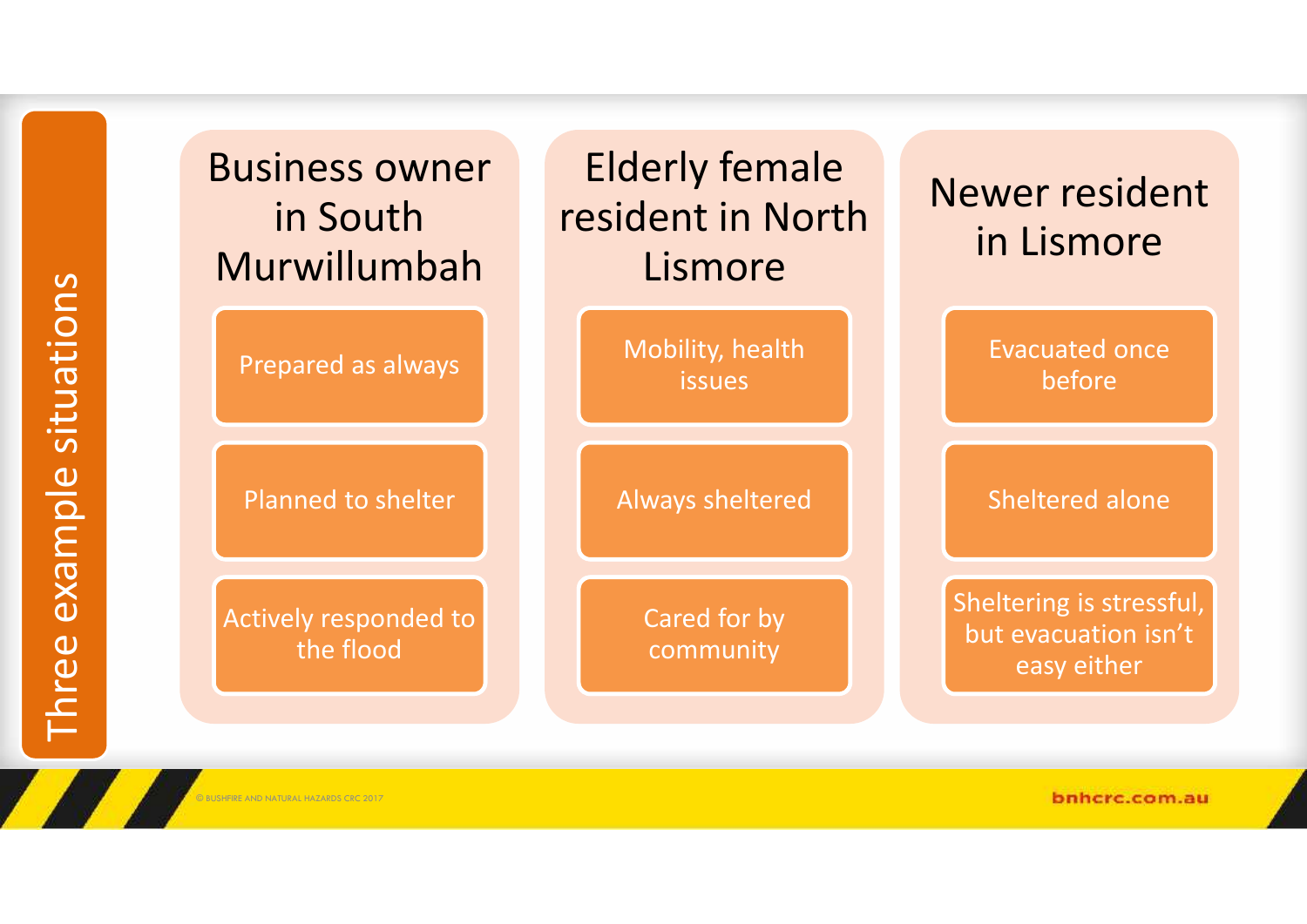# Three example situations

## Business owner in South Murwillumbah

- Prepared as always
- Planned to shelter
- Actively responded to the flood

## Elderly female resident in North Lismore

- Mobility, health issues
- Always sheltered
- Cared for by community

## Newer resident in Lismore

- Evacuated once before
- Sheltered alone
- Sheltering is stressful, but evacuation isn't easy either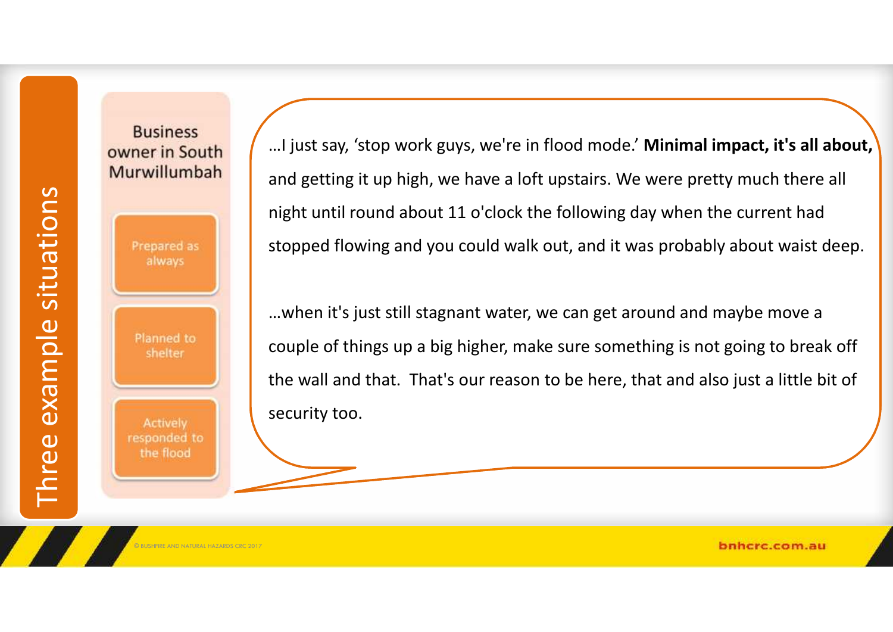# Three example situations

**Business owner in South Murwillumbah**

- Prepared as always
- Planned to shelter
- Actively responded to the flood

…I just say, 'stop work guys, we're in flood mode.' **Minimal impact, it's all about,** and getting it up high, we have a loft upstairs. We were pretty much there all night until round about 11 o'clock the following day when the current had stopped flowing and you could walk out, and it was probably about waist deep.

…when it's just still stagnant water, we can get around and maybe move a couple of things up a big higher, make sure something is not going to break off the wall and that. That's our reason to be here, that and also just a little bit of security too.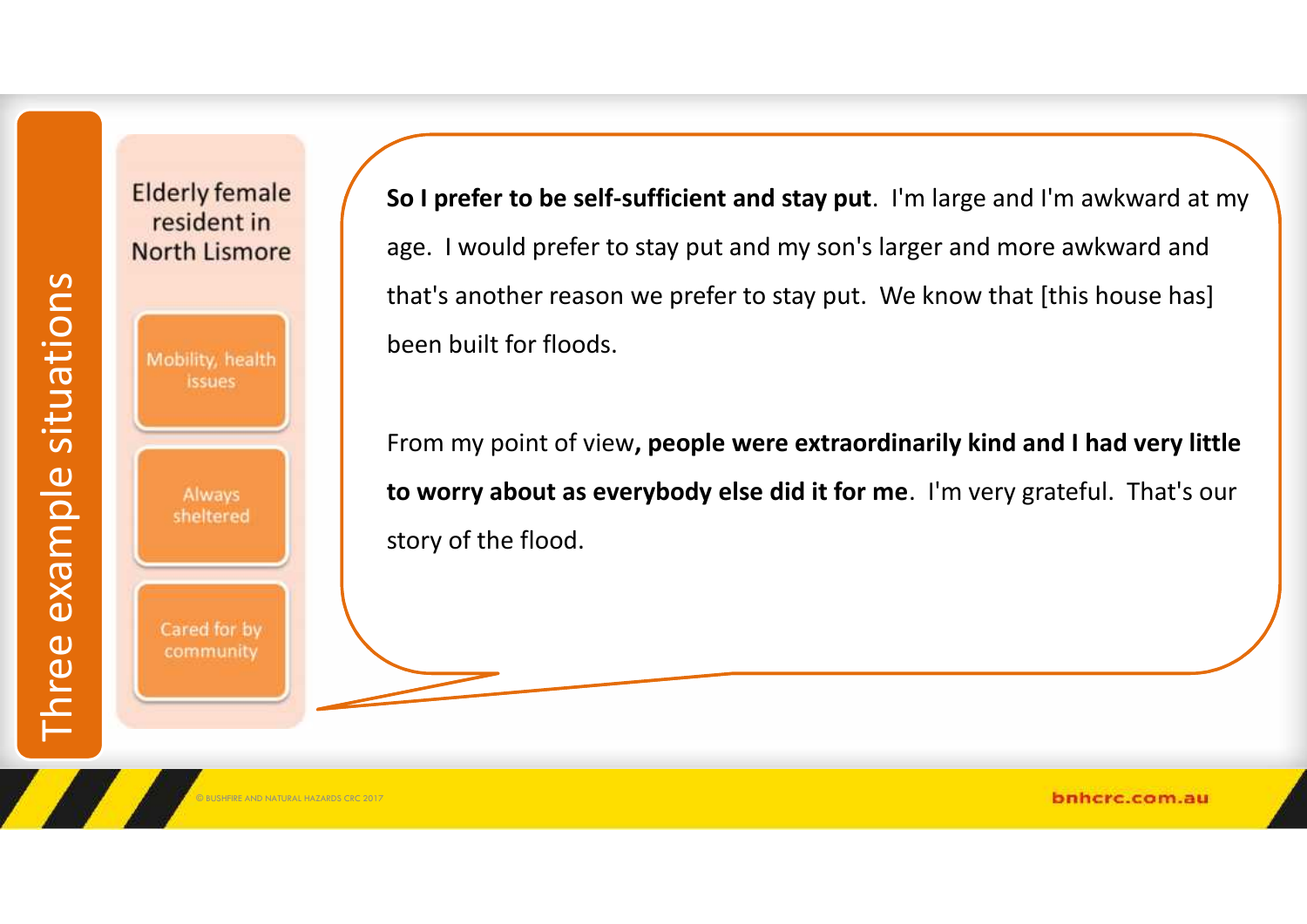# Three example situations

**Elderly female resident in North Lismore**

- Mobility, health issues
- Always sheltered
- Cared for by community

**So I prefer to be self-sufficient and stay put**. I'm large and I'm awkward at my age. I would prefer to stay put and my son's larger and more awkward and that's another reason we prefer to stay put. We know that [this house has] been built for floods.

From my point of view**, people were extraordinarily kind and I had very little to worry about as everybody else did it for me**. I'm very grateful. That's our story of the flood.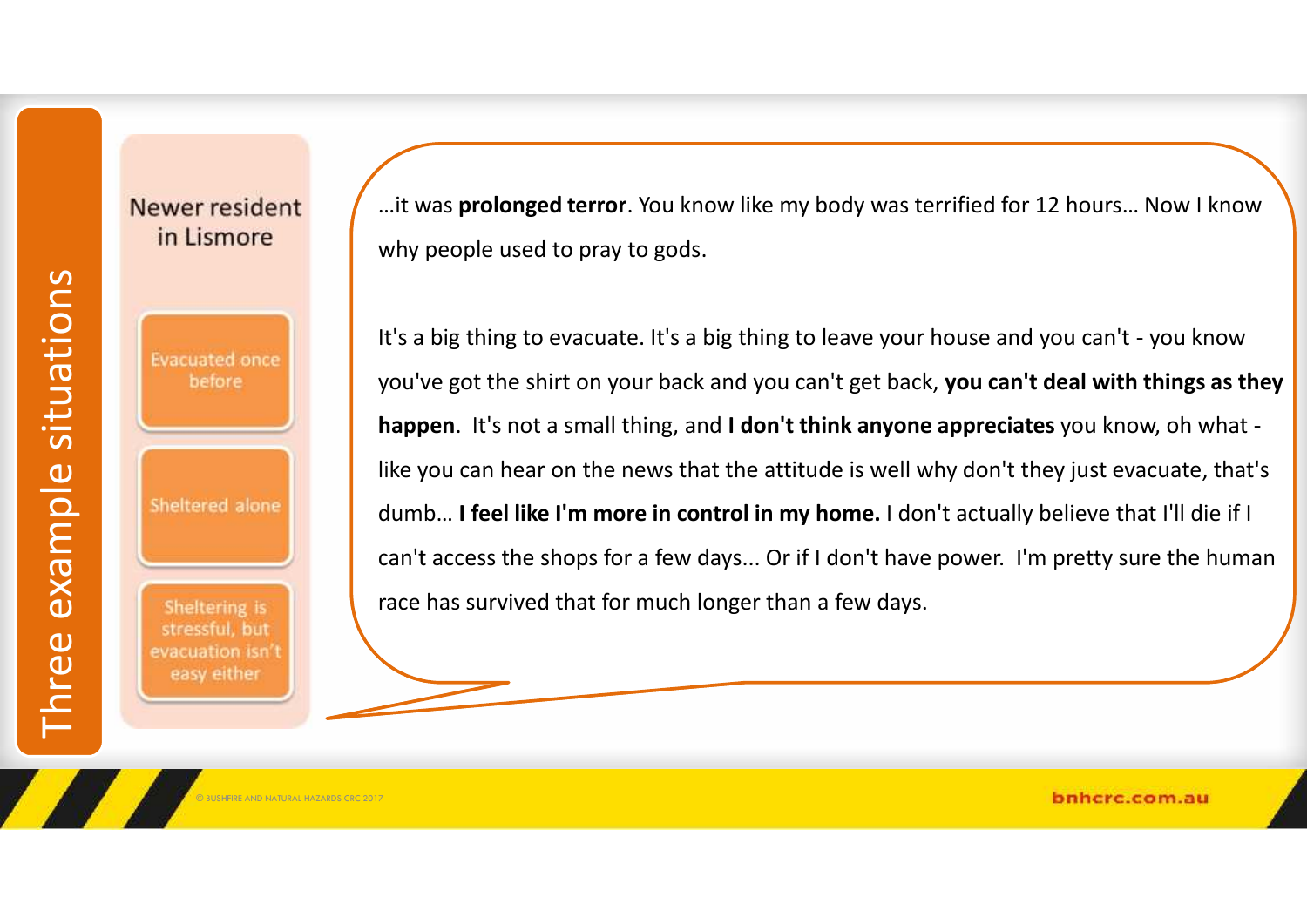# Three example situations

**Newer resident in Lismore**

- Evacuated once before
- Sheltered alone
- Sheltering is stressful, but evacuation isn't easy either

…it was **prolonged terror**. You know like my body was terrified for 12 hours… Now I know why people used to pray to gods.

It's a big thing to evacuate. It's a big thing to leave your house and you can't - you know you've got the shirt on your back and you can't get back, **you can't deal with things as they happen**. It's not a small thing, and **I don't think anyone appreciates** you know, oh what - like you can hear on the news that the attitude is well why don't they just evacuate, that's dumb… **I feel like I'm more in control in my home.** I don't actually believe that I'll die if I can't access the shops for a few days... Or if I don't have power. I'm pretty sure the human race has survived that for much longer than a few days.

© BUSHFIRE AND NATURAL HAZARDS CRC 2017

bnhcrc.com.au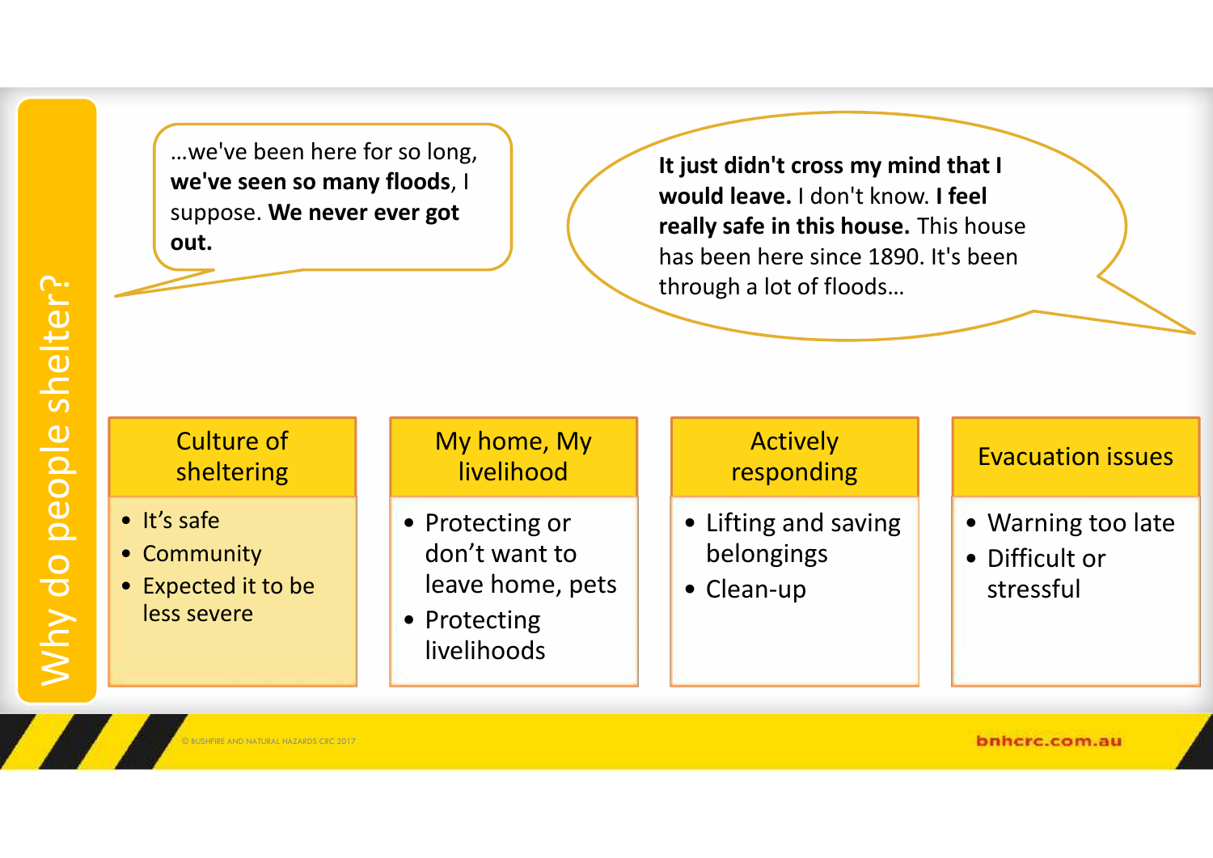# Why do people shelter?

> …we've been here for so long, **we've seen so many floods**, I suppose. **We never ever got out.**

> **It just didn't cross my mind that I would leave.** I don't know. **I feel really safe in this house.** This house has been here since 1890. It's been through a lot of floods…

## Culture of sheltering

- It's safe
- Community
- Expected it to be less severe

## My home, My livelihood

- Protecting or don't want to leave home, pets
- Protecting livelihoods

## Actively responding

- Lifting and saving belongings
- Clean-up

## Evacuation issues

- Warning too late
- Difficult or stressful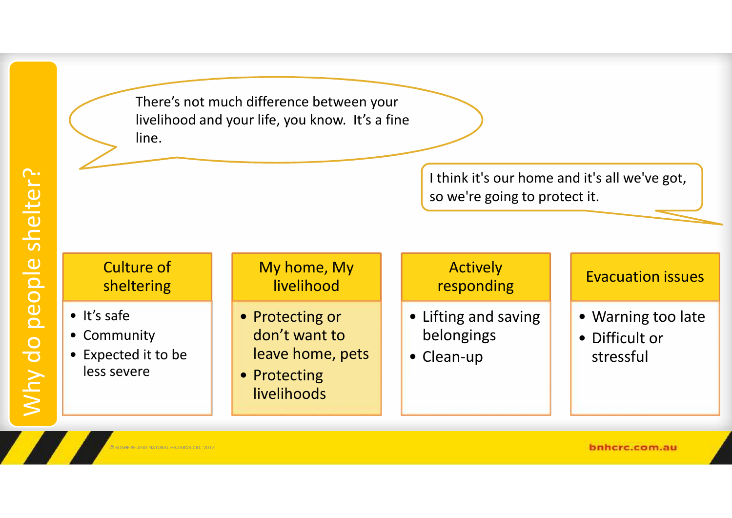# Why do people shelter?

> There's not much difference between your livelihood and your life, you know. It's a fine line.

> I think it's our home and it's all we've got, so we're going to protect it.

### Culture of sheltering

- It's safe
- Community
- Expected it to be less severe

### My home, My livelihood

- Protecting or don't want to leave home, pets
- Protecting livelihoods

### Actively responding

- Lifting and saving belongings
- Clean-up

### Evacuation issues

- Warning too late
- Difficult or stressful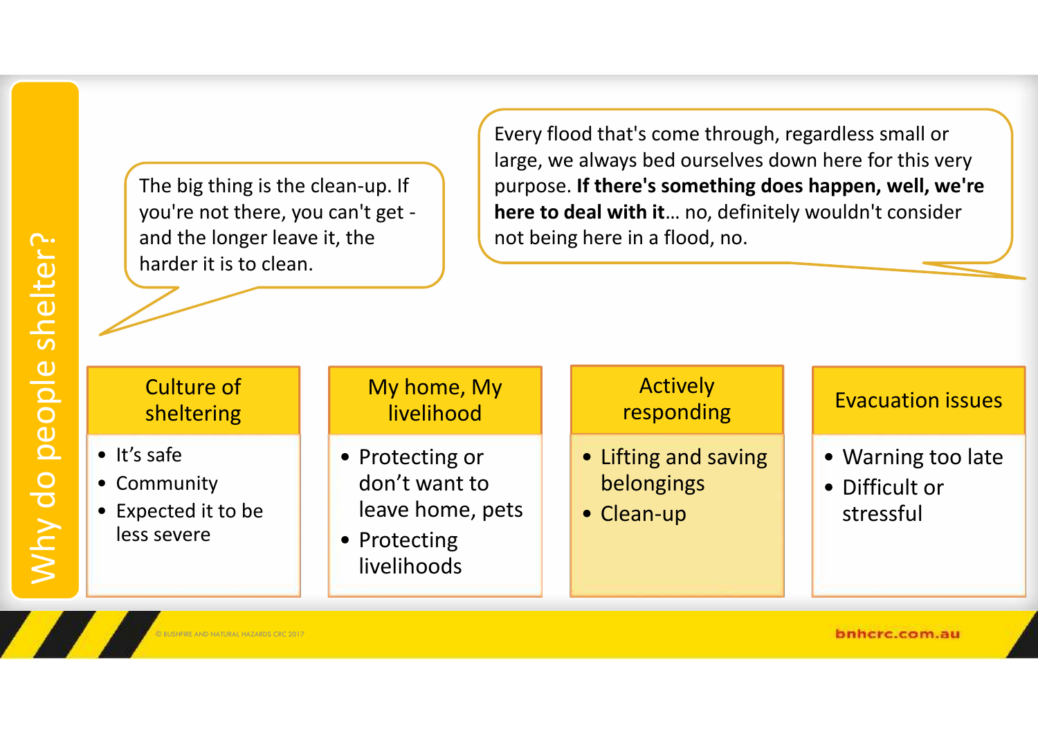# Why do people shelter?

> The big thing is the clean-up. If you're not there, you can't get - and the longer leave it, the harder it is to clean.

> Every flood that's come through, regardless small or large, we always bed ourselves down here for this very purpose. **If there's something does happen, well, we're here to deal with it**… no, definitely wouldn't consider not being here in a flood, no.

### Culture of sheltering

- It's safe
- Community
- Expected it to be less severe

### My home, My livelihood

- Protecting or don't want to leave home, pets
- Protecting livelihoods

### Actively responding

- Lifting and saving belongings
- Clean-up

### Evacuation issues

- Warning too late
- Difficult or stressful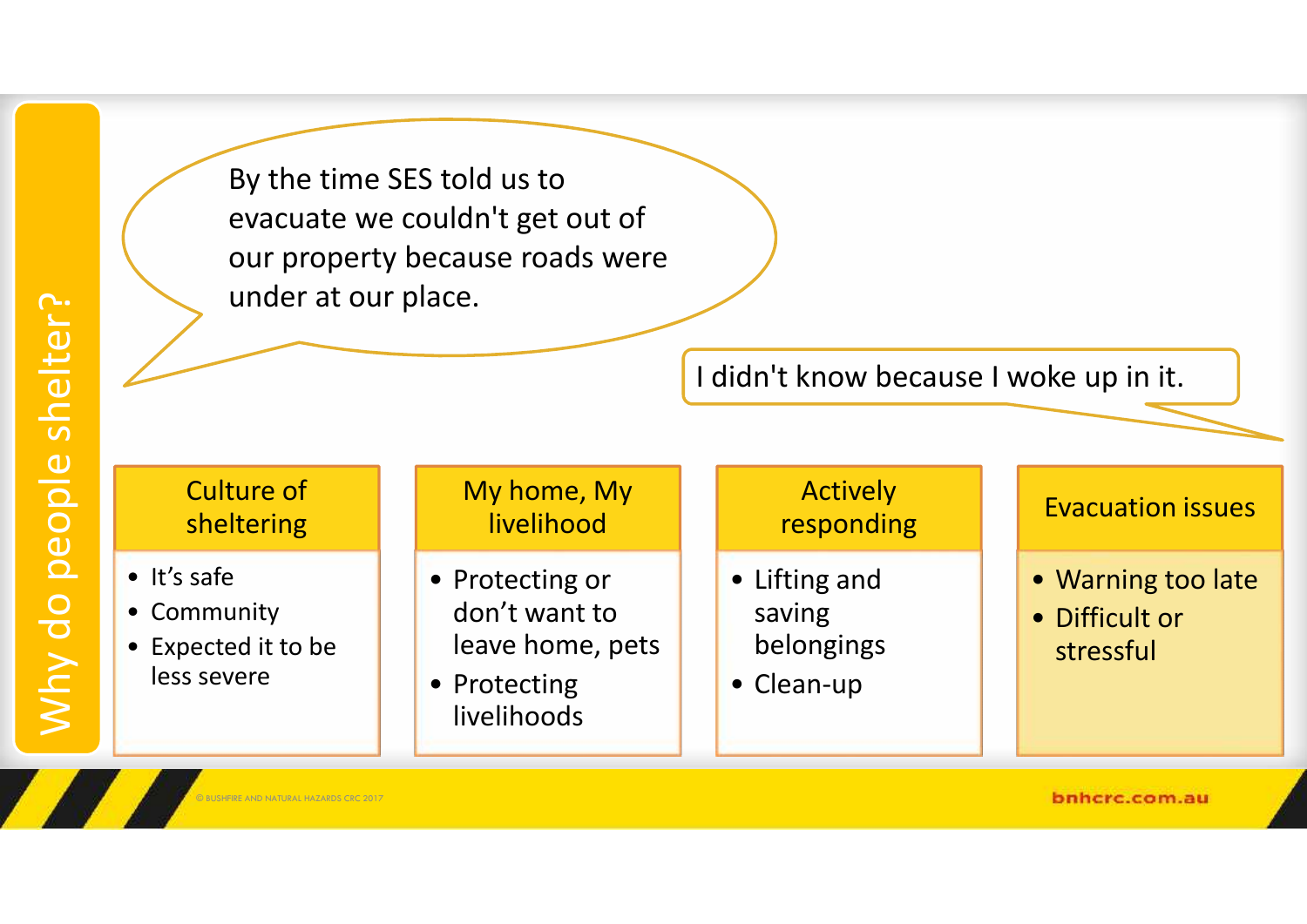# Why do people shelter?

> By the time SES told us to evacuate we couldn't get out of our property because roads were under at our place.

> I didn't know because I woke up in it.

## Culture of sheltering

- It's safe
- Community
- Expected it to be less severe

## My home, My livelihood

- Protecting or don't want to leave home, pets
- Protecting livelihoods

## Actively responding

- Lifting and saving belongings
- Clean-up

## Evacuation issues

- Warning too late
- Difficult or stressful

© BUSHFIRE AND NATURAL HAZARDS CRC 2017

bnhcrc.com.au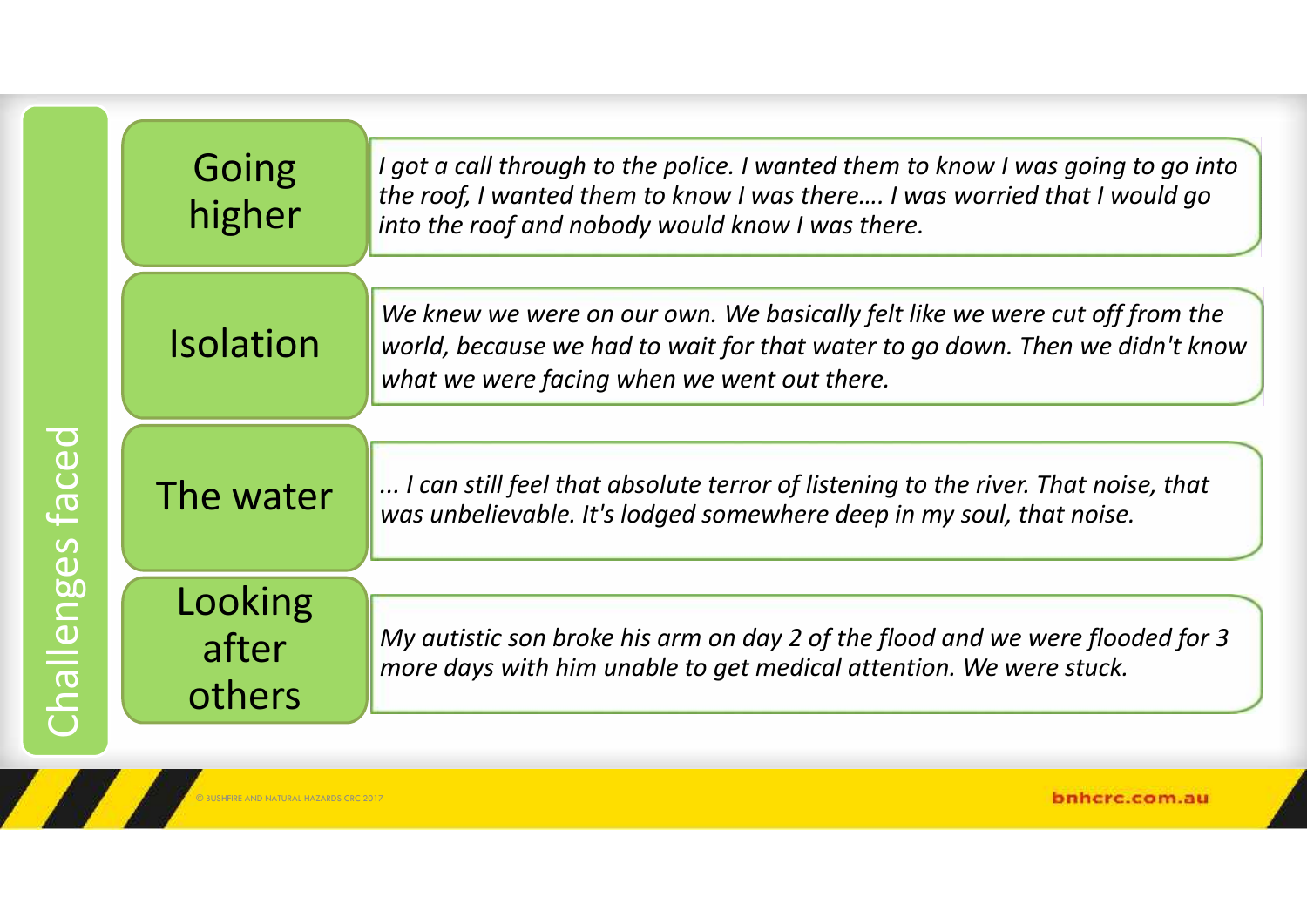# Challenges faced

## Going higher

*I got a call through to the police. I wanted them to know I was going to go into the roof, I wanted them to know I was there…. I was worried that I would go into the roof and nobody would know I was there.*

## Isolation

*We knew we were on our own. We basically felt like we were cut off from the world, because we had to wait for that water to go down. Then we didn't know what we were facing when we went out there.*

## The water

*... I can still feel that absolute terror of listening to the river. That noise, that was unbelievable. It's lodged somewhere deep in my soul, that noise.*

## Looking after others

*My autistic son broke his arm on day 2 of the flood and we were flooded for 3 more days with him unable to get medical attention. We were stuck.*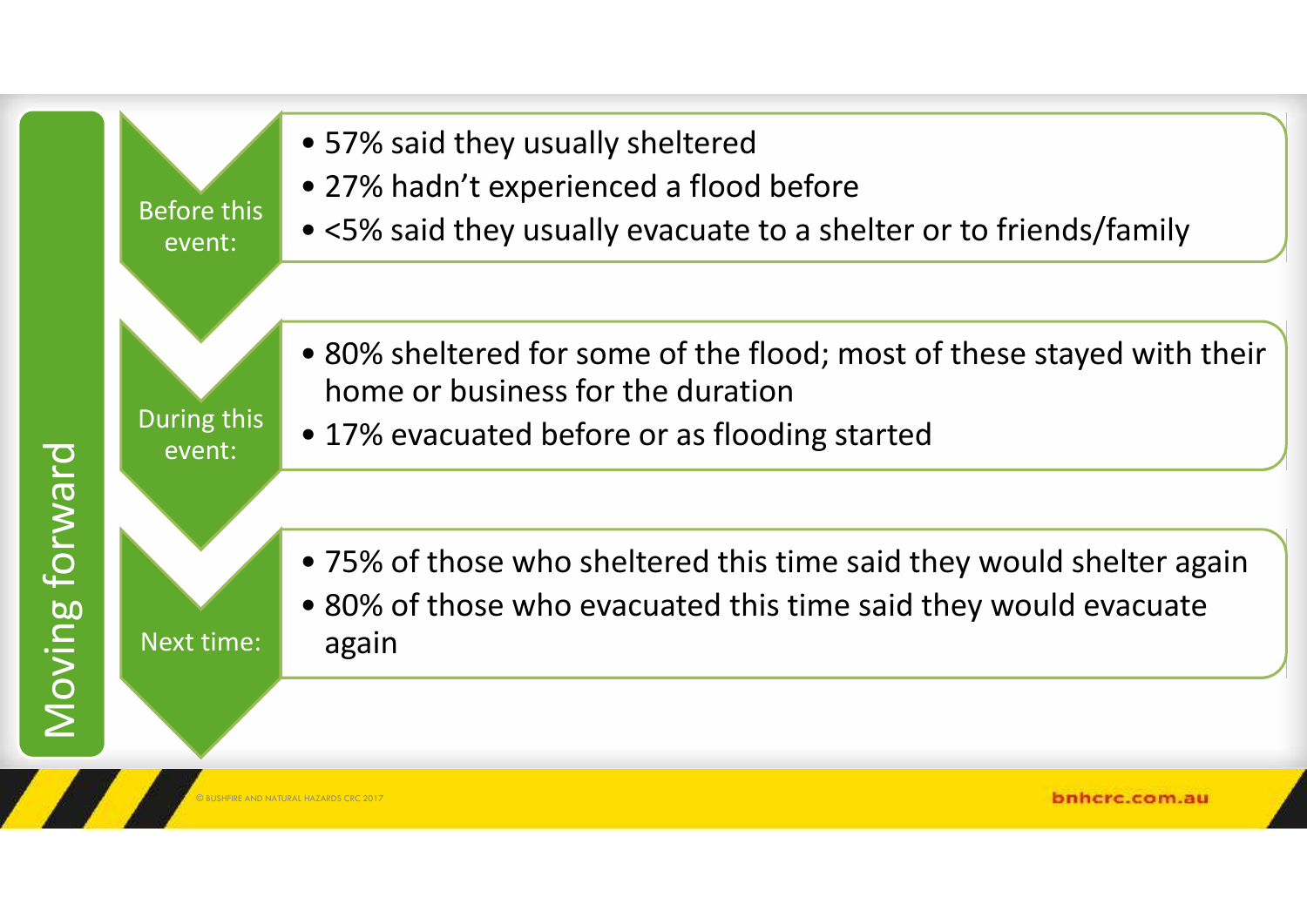# Moving forward

**Before this event:**

- 57% said they usually sheltered
- 27% hadn't experienced a flood before
- <5% said they usually evacuate to a shelter or to friends/family

**During this event:**

- 80% sheltered for some of the flood; most of these stayed with their home or business for the duration
- 17% evacuated before or as flooding started

**Next time:**

- 75% of those who sheltered this time said they would shelter again
- 80% of those who evacuated this time said they would evacuate again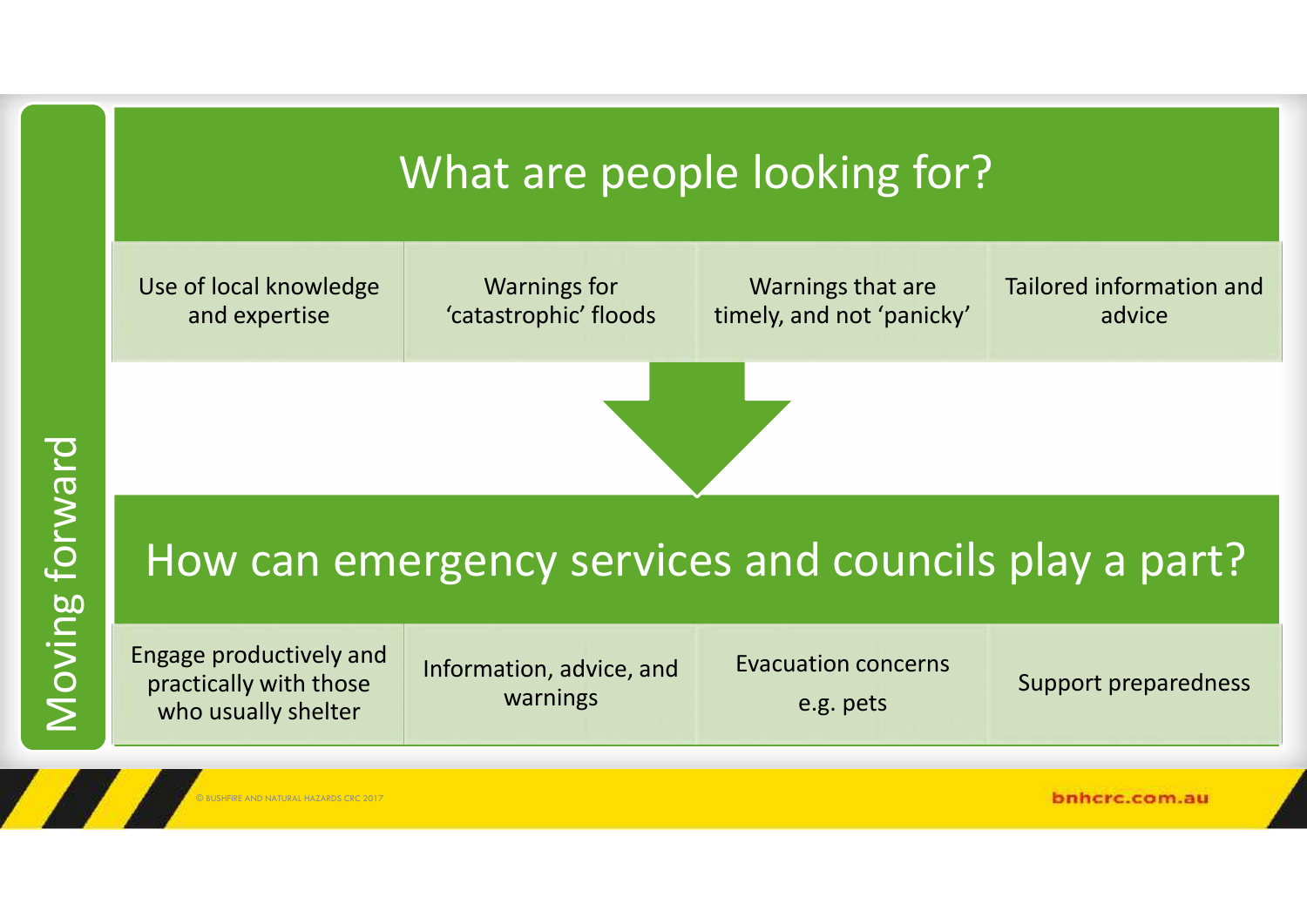# Moving forward

## What are people looking for?

- Use of local knowledge and expertise
- Warnings for 'catastrophic' floods
- Warnings that are timely, and not 'panicky'
- Tailored information and advice

## How can emergency services and councils play a part?

- Engage productively and practically with those who usually shelter
- Information, advice, and warnings
- Evacuation concerns e.g. pets
- Support preparedness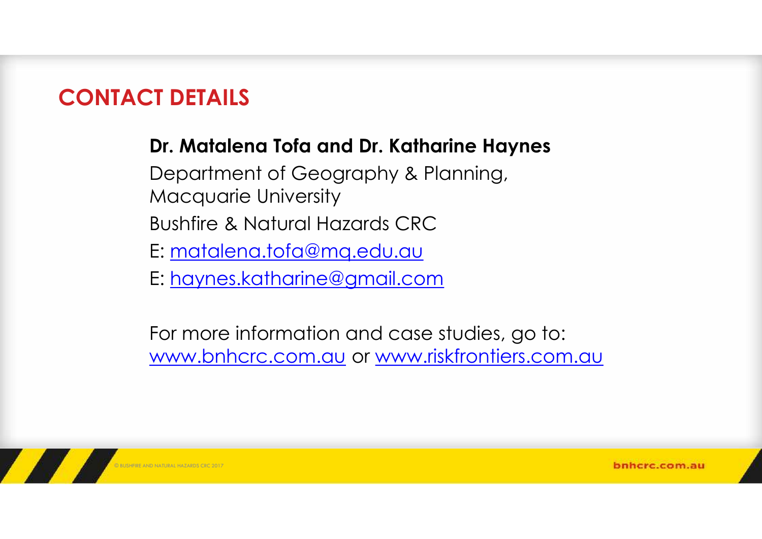# CONTACT DETAILS

**Dr. Matalena Tofa and Dr. Katharine Haynes**

Department of Geography & Planning, Macquarie University

Bushfire & Natural Hazards CRC

E: matalena.tofa@mq.edu.au

E: haynes.katharine@gmail.com

For more information and case studies, go to: www.bnhcrc.com.au or www.riskfrontiers.com.au